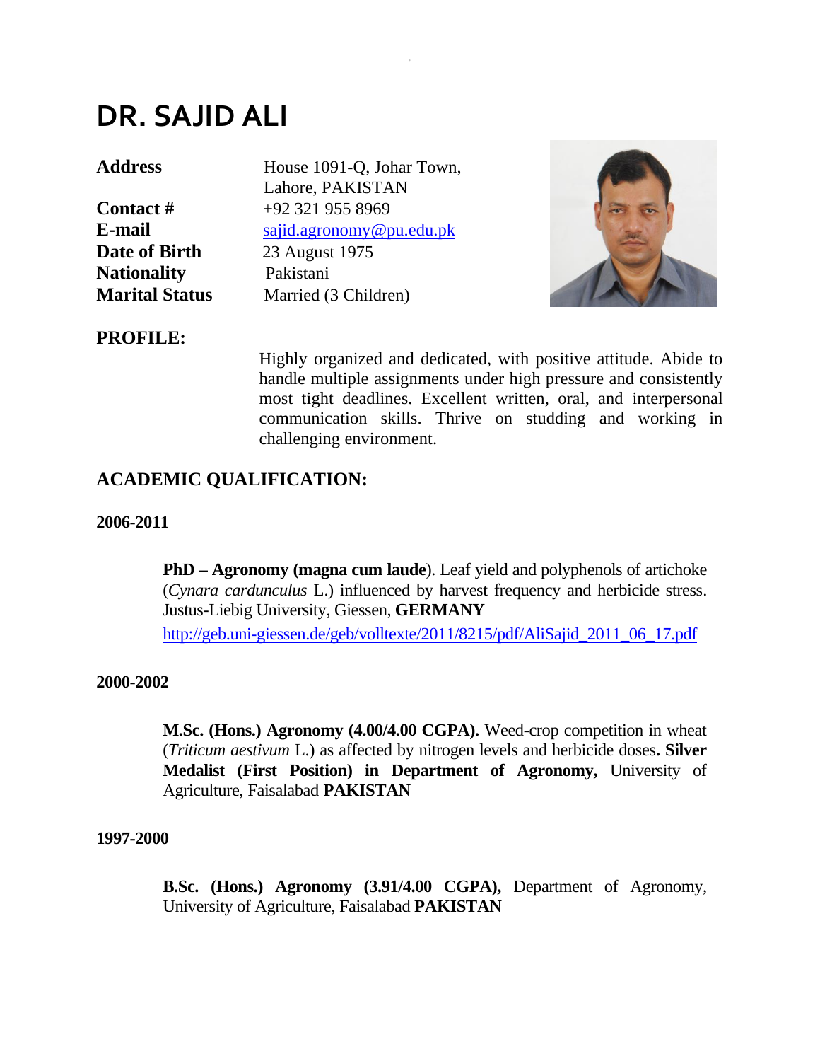# DR. SAJID ALI

| | |
|---|---|
| **Address** | House 1091-Q, Johar Town, Lahore, PAKISTAN |
| **Contact #** | +92 321 955 8969 |
| **E-mail** | sajid.agronomy@pu.edu.pk |
| **Date of Birth** | 23 August 1975 |
| **Nationality** | Pakistani |
| **Marital Status** | Married (3 Children) |

## PROFILE:

Highly organized and dedicated, with positive attitude. Abide to handle multiple assignments under high pressure and consistently most tight deadlines. Excellent written, oral, and interpersonal communication skills. Thrive on studding and working in challenging environment.

## ACADEMIC QUALIFICATION:

**2006-2011**

**PhD – Agronomy (magna cum laude**). Leaf yield and polyphenols of artichoke (*Cynara cardunculus* L.) influenced by harvest frequency and herbicide stress. Justus-Liebig University, Giessen, **GERMANY**

http://geb.uni-giessen.de/geb/volltexte/2011/8215/pdf/AliSajid_2011_06_17.pdf

**2000-2002**

**M.Sc. (Hons.) Agronomy (4.00/4.00 CGPA).** Weed-crop competition in wheat (*Triticum aestivum* L.) as affected by nitrogen levels and herbicide doses**. Silver Medalist (First Position) in Department of Agronomy,** University of Agriculture, Faisalabad **PAKISTAN**

**1997-2000**

**B.Sc. (Hons.) Agronomy (3.91/4.00 CGPA),** Department of Agronomy, University of Agriculture, Faisalabad **PAKISTAN**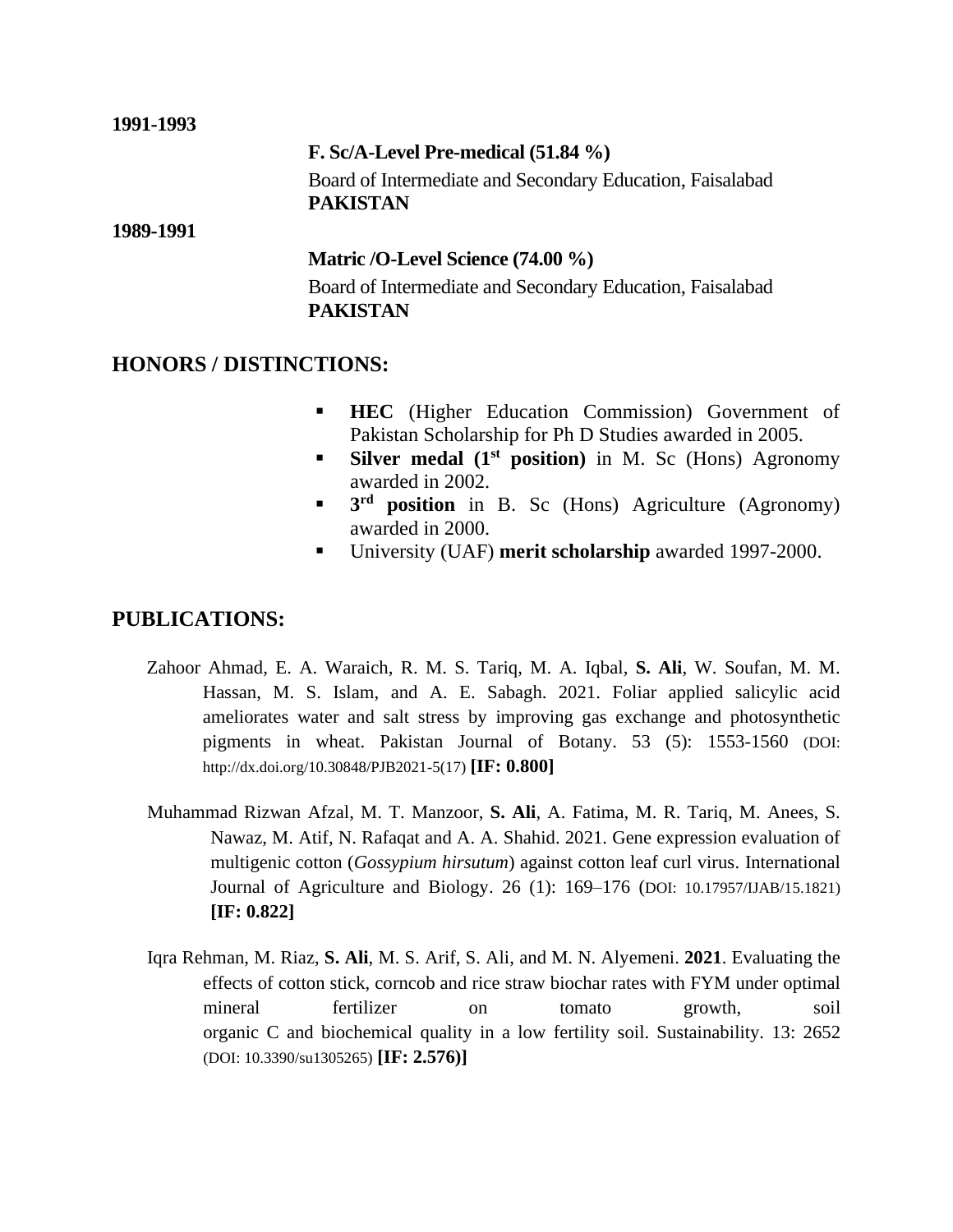**1991-1993**

**F. Sc/A-Level Pre-medical (51.84 %)**

Board of Intermediate and Secondary Education, Faisalabad
**PAKISTAN**

**1989-1991**

**Matric /O-Level Science (74.00 %)**

Board of Intermediate and Secondary Education, Faisalabad
**PAKISTAN**

## HONORS / DISTINCTIONS:

- **HEC** (Higher Education Commission) Government of Pakistan Scholarship for Ph D Studies awarded in 2005.
- **Silver medal (1st position)** in M. Sc (Hons) Agronomy awarded in 2002.
- **3rd position** in B. Sc (Hons) Agriculture (Agronomy) awarded in 2000.
- University (UAF) **merit scholarship** awarded 1997-2000.

## PUBLICATIONS:

Zahoor Ahmad, E. A. Waraich, R. M. S. Tariq, M. A. Iqbal, **S. Ali**, W. Soufan, M. M. Hassan, M. S. Islam, and A. E. Sabagh. 2021. Foliar applied salicylic acid ameliorates water and salt stress by improving gas exchange and photosynthetic pigments in wheat. Pakistan Journal of Botany. 53 (5): 1553-1560 (DOI: http://dx.doi.org/10.30848/PJB2021-5(17) **[IF: 0.800]**

Muhammad Rizwan Afzal, M. T. Manzoor, **S. Ali**, A. Fatima, M. R. Tariq, M. Anees, S. Nawaz, M. Atif, N. Rafaqat and A. A. Shahid. 2021. Gene expression evaluation of multigenic cotton (*Gossypium hirsutum*) against cotton leaf curl virus. International Journal of Agriculture and Biology. 26 (1): 169–176 (DOI: 10.17957/IJAB/15.1821) **[IF: 0.822]**

Iqra Rehman, M. Riaz, **S. Ali**, M. S. Arif, S. Ali, and M. N. Alyemeni. **2021**. Evaluating the effects of cotton stick, corncob and rice straw biochar rates with FYM under optimal mineral fertilizer on tomato growth, soil organic C and biochemical quality in a low fertility soil. Sustainability. 13: 2652 (DOI: 10.3390/su1305265) **[IF: 2.576)]**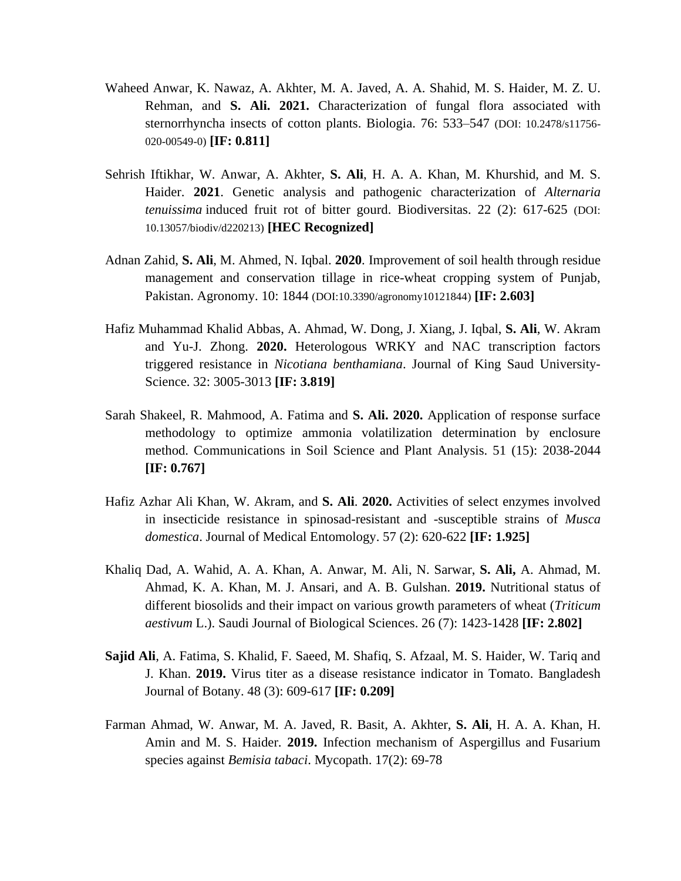Waheed Anwar, K. Nawaz, A. Akhter, M. A. Javed, A. A. Shahid, M. S. Haider, M. Z. U. Rehman, and **S. Ali. 2021.** Characterization of fungal flora associated with sternorrhyncha insects of cotton plants. Biologia. 76: 533–547 (DOI: 10.2478/s11756-020-00549-0) **[IF: 0.811]**

Sehrish Iftikhar, W. Anwar, A. Akhter, **S. Ali**, H. A. A. Khan, M. Khurshid, and M. S. Haider. **2021**. Genetic analysis and pathogenic characterization of *Alternaria tenuissima* induced fruit rot of bitter gourd. Biodiversitas. 22 (2): 617-625 (DOI: 10.13057/biodiv/d220213) **[HEC Recognized]**

Adnan Zahid, **S. Ali**, M. Ahmed, N. Iqbal. **2020**. Improvement of soil health through residue management and conservation tillage in rice-wheat cropping system of Punjab, Pakistan. Agronomy. 10: 1844 (DOI:10.3390/agronomy10121844) **[IF: 2.603]**

Hafiz Muhammad Khalid Abbas, A. Ahmad, W. Dong, J. Xiang, J. Iqbal, **S. Ali**, W. Akram and Yu-J. Zhong. **2020.** Heterologous WRKY and NAC transcription factors triggered resistance in *Nicotiana benthamiana*. Journal of King Saud University-Science. 32: 3005-3013 **[IF: 3.819]**

Sarah Shakeel, R. Mahmood, A. Fatima and **S. Ali. 2020.** Application of response surface methodology to optimize ammonia volatilization determination by enclosure method. Communications in Soil Science and Plant Analysis. 51 (15): 2038-2044 **[IF: 0.767]**

Hafiz Azhar Ali Khan, W. Akram, and **S. Ali**. **2020.** Activities of select enzymes involved in insecticide resistance in spinosad-resistant and -susceptible strains of *Musca domestica*. Journal of Medical Entomology. 57 (2): 620-622 **[IF: 1.925]**

Khaliq Dad, A. Wahid, A. A. Khan, A. Anwar, M. Ali, N. Sarwar, **S. Ali,** A. Ahmad, M. Ahmad, K. A. Khan, M. J. Ansari, and A. B. Gulshan. **2019.** Nutritional status of different biosolids and their impact on various growth parameters of wheat (*Triticum aestivum* L.). Saudi Journal of Biological Sciences. 26 (7): 1423-1428 **[IF: 2.802]**

**Sajid Ali**, A. Fatima, S. Khalid, F. Saeed, M. Shafiq, S. Afzaal, M. S. Haider, W. Tariq and J. Khan. **2019.** Virus titer as a disease resistance indicator in Tomato. Bangladesh Journal of Botany. 48 (3): 609-617 **[IF: 0.209]**

Farman Ahmad, W. Anwar, M. A. Javed, R. Basit, A. Akhter, **S. Ali**, H. A. A. Khan, H. Amin and M. S. Haider. **2019.** Infection mechanism of Aspergillus and Fusarium species against *Bemisia tabaci*. Mycopath. 17(2): 69-78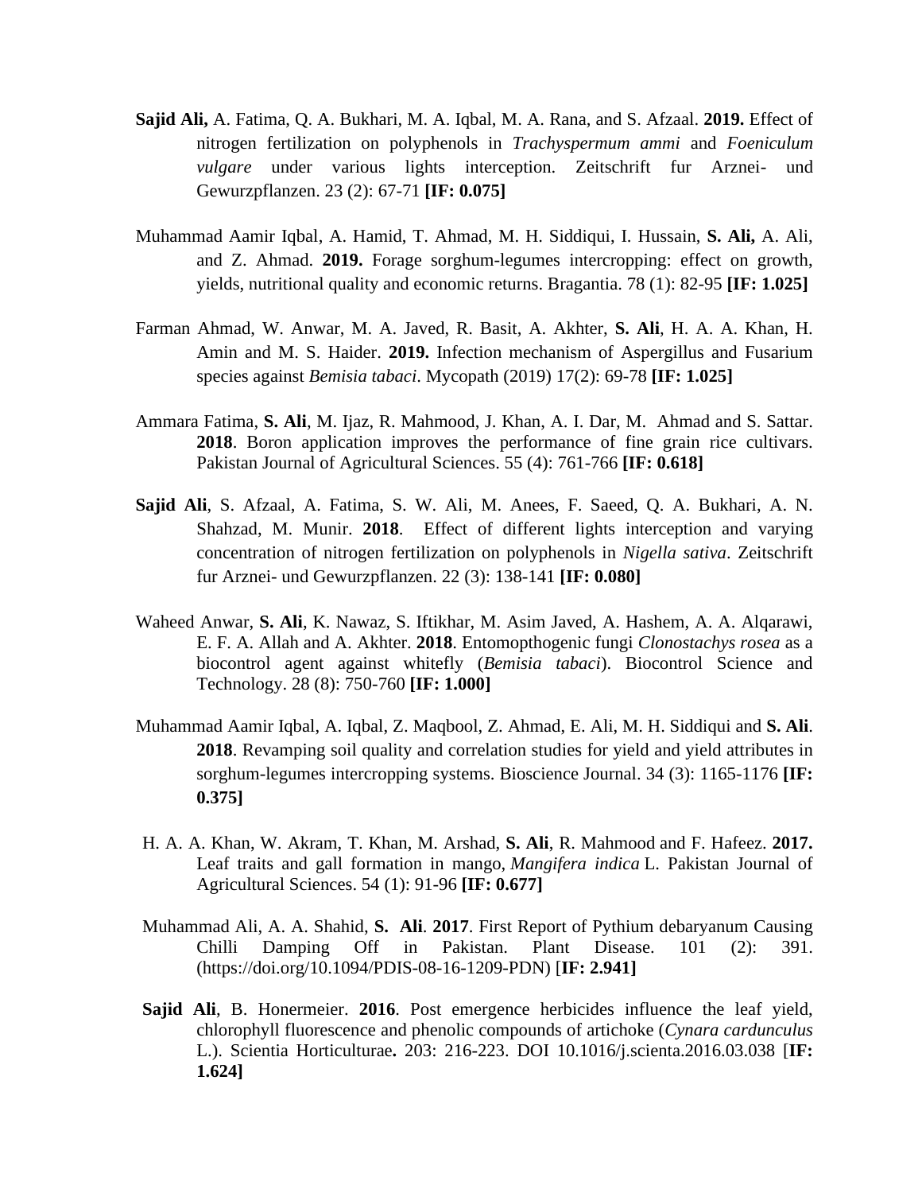**Sajid Ali,** A. Fatima, Q. A. Bukhari, M. A. Iqbal, M. A. Rana, and S. Afzaal. **2019.** Effect of nitrogen fertilization on polyphenols in *Trachyspermum ammi* and *Foeniculum vulgare* under various lights interception. Zeitschrift fur Arznei- und Gewurzpflanzen. 23 (2): 67-71 **[IF: 0.075]**

Muhammad Aamir Iqbal, A. Hamid, T. Ahmad, M. H. Siddiqui, I. Hussain, **S. Ali,** A. Ali, and Z. Ahmad. **2019.** Forage sorghum-legumes intercropping: effect on growth, yields, nutritional quality and economic returns. Bragantia. 78 (1): 82-95 **[IF: 1.025]**

Farman Ahmad, W. Anwar, M. A. Javed, R. Basit, A. Akhter, **S. Ali**, H. A. A. Khan, H. Amin and M. S. Haider. **2019.** Infection mechanism of Aspergillus and Fusarium species against *Bemisia tabaci*. Mycopath (2019) 17(2): 69-78 **[IF: 1.025]**

Ammara Fatima, **S. Ali**, M. Ijaz, R. Mahmood, J. Khan, A. I. Dar, M. Ahmad and S. Sattar. **2018**. Boron application improves the performance of fine grain rice cultivars. Pakistan Journal of Agricultural Sciences. 55 (4): 761-766 **[IF: 0.618]**

**Sajid Ali**, S. Afzaal, A. Fatima, S. W. Ali, M. Anees, F. Saeed, Q. A. Bukhari, A. N. Shahzad, M. Munir. **2018**. Effect of different lights interception and varying concentration of nitrogen fertilization on polyphenols in *Nigella sativa*. Zeitschrift fur Arznei- und Gewurzpflanzen. 22 (3): 138-141 **[IF: 0.080]**

Waheed Anwar, **S. Ali**, K. Nawaz, S. Iftikhar, M. Asim Javed, A. Hashem, A. A. Alqarawi, E. F. A. Allah and A. Akhter. **2018**. Entomopthogenic fungi *Clonostachys rosea* as a biocontrol agent against whitefly (*Bemisia tabaci*). Biocontrol Science and Technology. 28 (8): 750-760 **[IF: 1.000]**

Muhammad Aamir Iqbal, A. Iqbal, Z. Maqbool, Z. Ahmad, E. Ali, M. H. Siddiqui and **S. Ali**. **2018**. Revamping soil quality and correlation studies for yield and yield attributes in sorghum-legumes intercropping systems. Bioscience Journal. 34 (3): 1165-1176 **[IF: 0.375]**

H. A. A. Khan, W. Akram, T. Khan, M. Arshad, **S. Ali**, R. Mahmood and F. Hafeez. **2017.** Leaf traits and gall formation in mango, *Mangifera indica* L. Pakistan Journal of Agricultural Sciences. 54 (1): 91-96 **[IF: 0.677]**

Muhammad Ali, A. A. Shahid, **S. Ali**. **2017**. First Report of Pythium debaryanum Causing Chilli Damping Off in Pakistan. Plant Disease. 101 (2): 391. (https://doi.org/10.1094/PDIS-08-16-1209-PDN) [**IF: 2.941]**

**Sajid Ali**, B. Honermeier. **2016**. Post emergence herbicides influence the leaf yield, chlorophyll fluorescence and phenolic compounds of artichoke (*Cynara cardunculus* L.). Scientia Horticulturae**.** 203: 216-223. DOI 10.1016/j.scienta.2016.03.038 [**IF: 1.624]**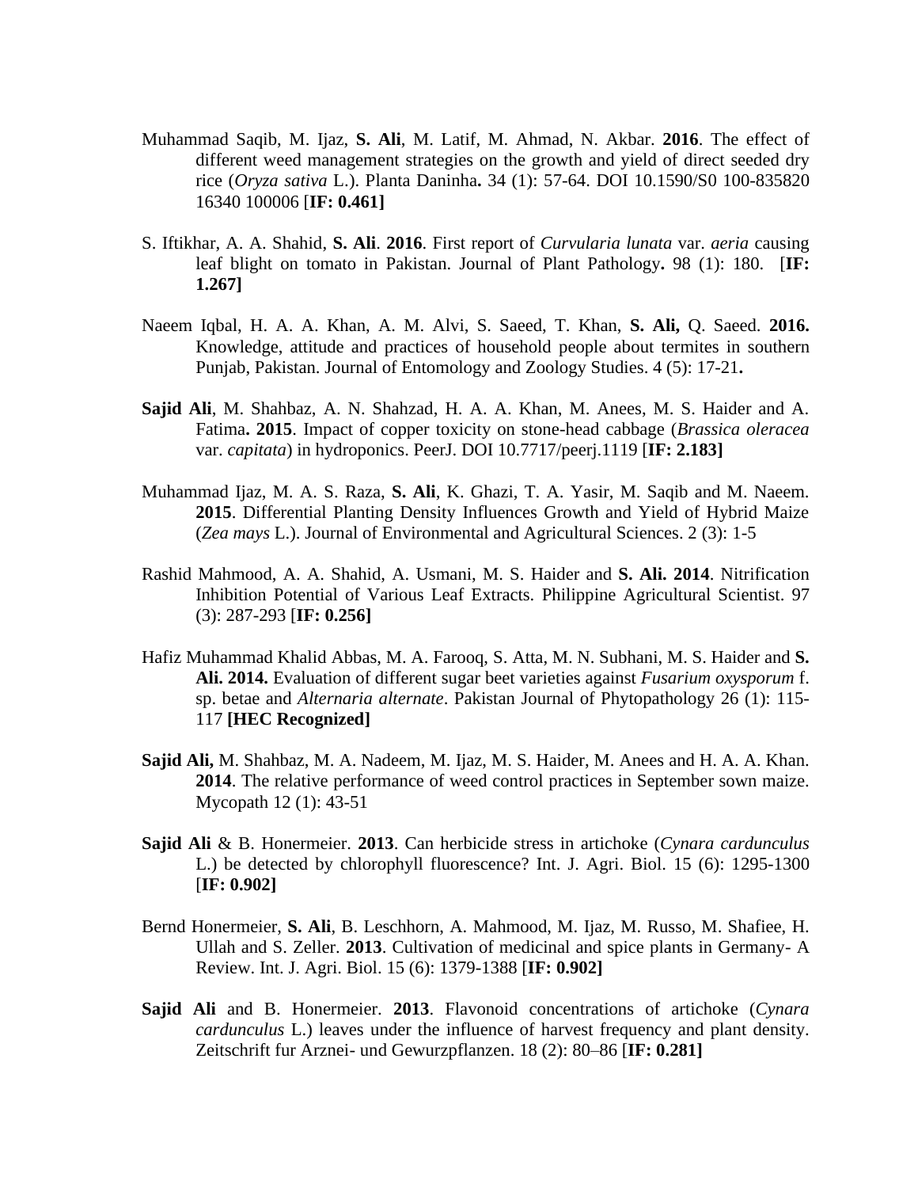Muhammad Saqib, M. Ijaz, **S. Ali**, M. Latif, M. Ahmad, N. Akbar. **2016**. The effect of different weed management strategies on the growth and yield of direct seeded dry rice (*Oryza sativa* L.). Planta Daninha**.** 34 (1): 57-64. DOI 10.1590/S0 100-835820 16340 100006 [**IF: 0.461]**

S. Iftikhar, A. A. Shahid, **S. Ali**. **2016**. First report of *Curvularia lunata* var. *aeria* causing leaf blight on tomato in Pakistan. Journal of Plant Pathology**.** 98 (1): 180. [**IF: 1.267]**

Naeem Iqbal, H. A. A. Khan, A. M. Alvi, S. Saeed, T. Khan, **S. Ali,** Q. Saeed. **2016.** Knowledge, attitude and practices of household people about termites in southern Punjab, Pakistan. Journal of Entomology and Zoology Studies. 4 (5): 17-21**.**

**Sajid Ali**, M. Shahbaz, A. N. Shahzad, H. A. A. Khan, M. Anees, M. S. Haider and A. Fatima**. 2015**. Impact of copper toxicity on stone-head cabbage (*Brassica oleracea* var. *capitata*) in hydroponics. PeerJ. DOI 10.7717/peerj.1119 [**IF: 2.183]**

Muhammad Ijaz, M. A. S. Raza, **S. Ali**, K. Ghazi, T. A. Yasir, M. Saqib and M. Naeem. **2015**. Differential Planting Density Influences Growth and Yield of Hybrid Maize (*Zea mays* L.). Journal of Environmental and Agricultural Sciences. 2 (3): 1-5

Rashid Mahmood, A. A. Shahid, A. Usmani, M. S. Haider and **S. Ali. 2014**. Nitrification Inhibition Potential of Various Leaf Extracts. Philippine Agricultural Scientist. 97 (3): 287-293 [**IF: 0.256]**

Hafiz Muhammad Khalid Abbas, M. A. Farooq, S. Atta, M. N. Subhani, M. S. Haider and **S. Ali. 2014.** Evaluation of different sugar beet varieties against *Fusarium oxysporum* f. sp. betae and *Alternaria alternate*. Pakistan Journal of Phytopathology 26 (1): 115-117 **[HEC Recognized]**

**Sajid Ali,** M. Shahbaz, M. A. Nadeem, M. Ijaz, M. S. Haider, M. Anees and H. A. A. Khan. **2014**. The relative performance of weed control practices in September sown maize. Mycopath 12 (1): 43-51

**Sajid Ali** & B. Honermeier. **2013**. Can herbicide stress in artichoke (*Cynara cardunculus* L.) be detected by chlorophyll fluorescence? Int. J. Agri. Biol. 15 (6): 1295-1300 [**IF: 0.902]**

Bernd Honermeier, **S. Ali**, B. Leschhorn, A. Mahmood, M. Ijaz, M. Russo, M. Shafiee, H. Ullah and S. Zeller. **2013**. Cultivation of medicinal and spice plants in Germany- A Review. Int. J. Agri. Biol. 15 (6): 1379-1388 [**IF: 0.902]**

**Sajid Ali** and B. Honermeier. **2013**. Flavonoid concentrations of artichoke (*Cynara cardunculus* L.) leaves under the influence of harvest frequency and plant density. Zeitschrift fur Arznei- und Gewurzpflanzen. 18 (2): 80–86 [**IF: 0.281]**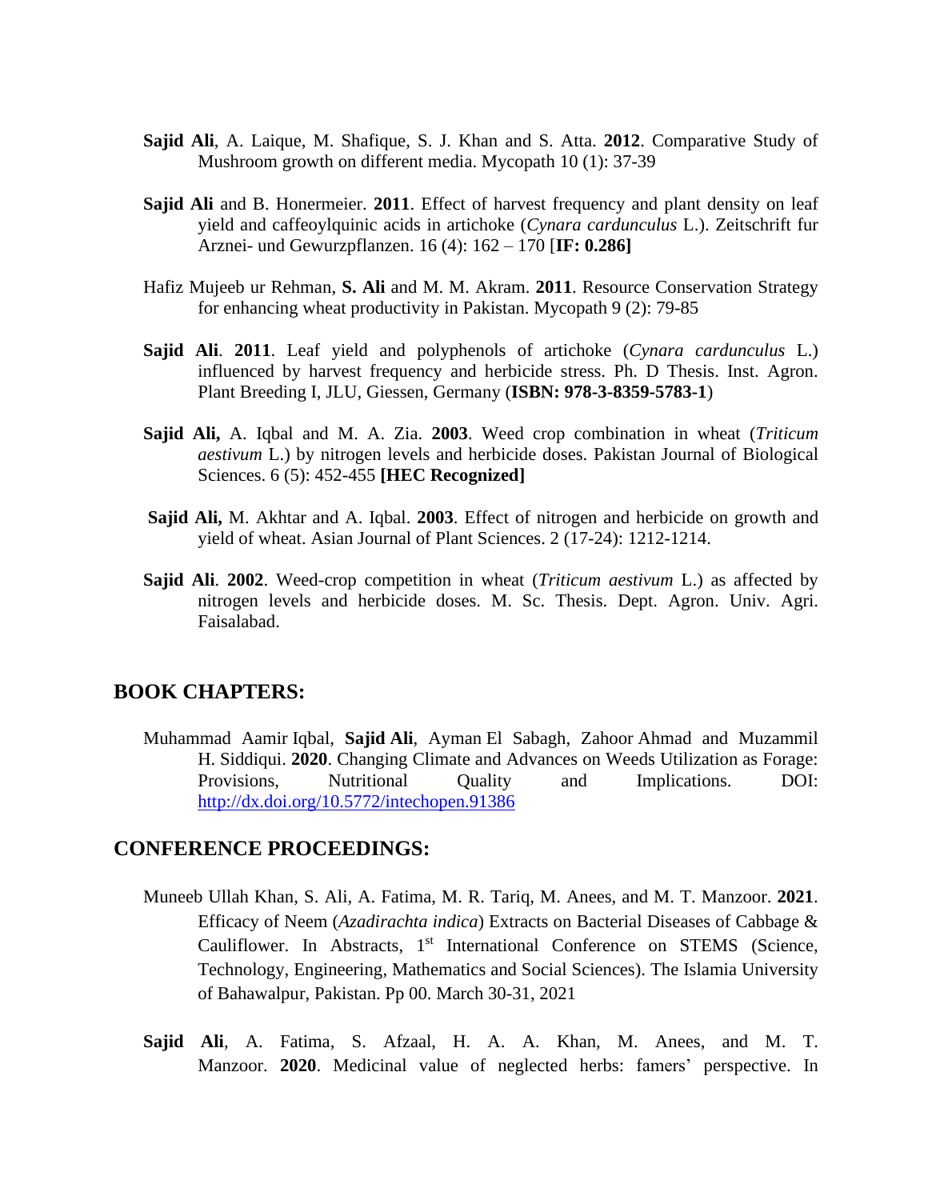**Sajid Ali**, A. Laique, M. Shafique, S. J. Khan and S. Atta. **2012**. Comparative Study of Mushroom growth on different media. Mycopath 10 (1): 37-39

**Sajid Ali** and B. Honermeier. **2011**. Effect of harvest frequency and plant density on leaf yield and caffeoylquinic acids in artichoke (*Cynara cardunculus* L.). Zeitschrift fur Arznei- und Gewurzpflanzen. 16 (4): 162 – 170 [**IF: 0.286]**

Hafiz Mujeeb ur Rehman, **S. Ali** and M. M. Akram. **2011**. Resource Conservation Strategy for enhancing wheat productivity in Pakistan. Mycopath 9 (2): 79-85

**Sajid Ali**. **2011**. Leaf yield and polyphenols of artichoke (*Cynara cardunculus* L.) influenced by harvest frequency and herbicide stress. Ph. D Thesis. Inst. Agron. Plant Breeding I, JLU, Giessen, Germany (**ISBN: 978-3-8359-5783-1**)

**Sajid Ali,** A. Iqbal and M. A. Zia. **2003**. Weed crop combination in wheat (*Triticum aestivum* L.) by nitrogen levels and herbicide doses. Pakistan Journal of Biological Sciences. 6 (5): 452-455 **[HEC Recognized]**

**Sajid Ali,** M. Akhtar and A. Iqbal. **2003**. Effect of nitrogen and herbicide on growth and yield of wheat. Asian Journal of Plant Sciences. 2 (17-24): 1212-1214.

**Sajid Ali**. **2002**. Weed-crop competition in wheat (*Triticum aestivum* L.) as affected by nitrogen levels and herbicide doses. M. Sc. Thesis. Dept. Agron. Univ. Agri. Faisalabad.

## BOOK CHAPTERS:

Muhammad Aamir Iqbal, **Sajid Ali**, Ayman El Sabagh, Zahoor Ahmad and Muzammil H. Siddiqui. **2020**. Changing Climate and Advances on Weeds Utilization as Forage: Provisions, Nutritional Quality and Implications. DOI: http://dx.doi.org/10.5772/intechopen.91386

## CONFERENCE PROCEEDINGS:

Muneeb Ullah Khan, S. Ali, A. Fatima, M. R. Tariq, M. Anees, and M. T. Manzoor. **2021**. Efficacy of Neem (*Azadirachta indica*) Extracts on Bacterial Diseases of Cabbage & Cauliflower. In Abstracts, 1st International Conference on STEMS (Science, Technology, Engineering, Mathematics and Social Sciences). The Islamia University of Bahawalpur, Pakistan. Pp 00. March 30-31, 2021

**Sajid Ali**, A. Fatima, S. Afzaal, H. A. A. Khan, M. Anees, and M. T. Manzoor. **2020**. Medicinal value of neglected herbs: famers' perspective. In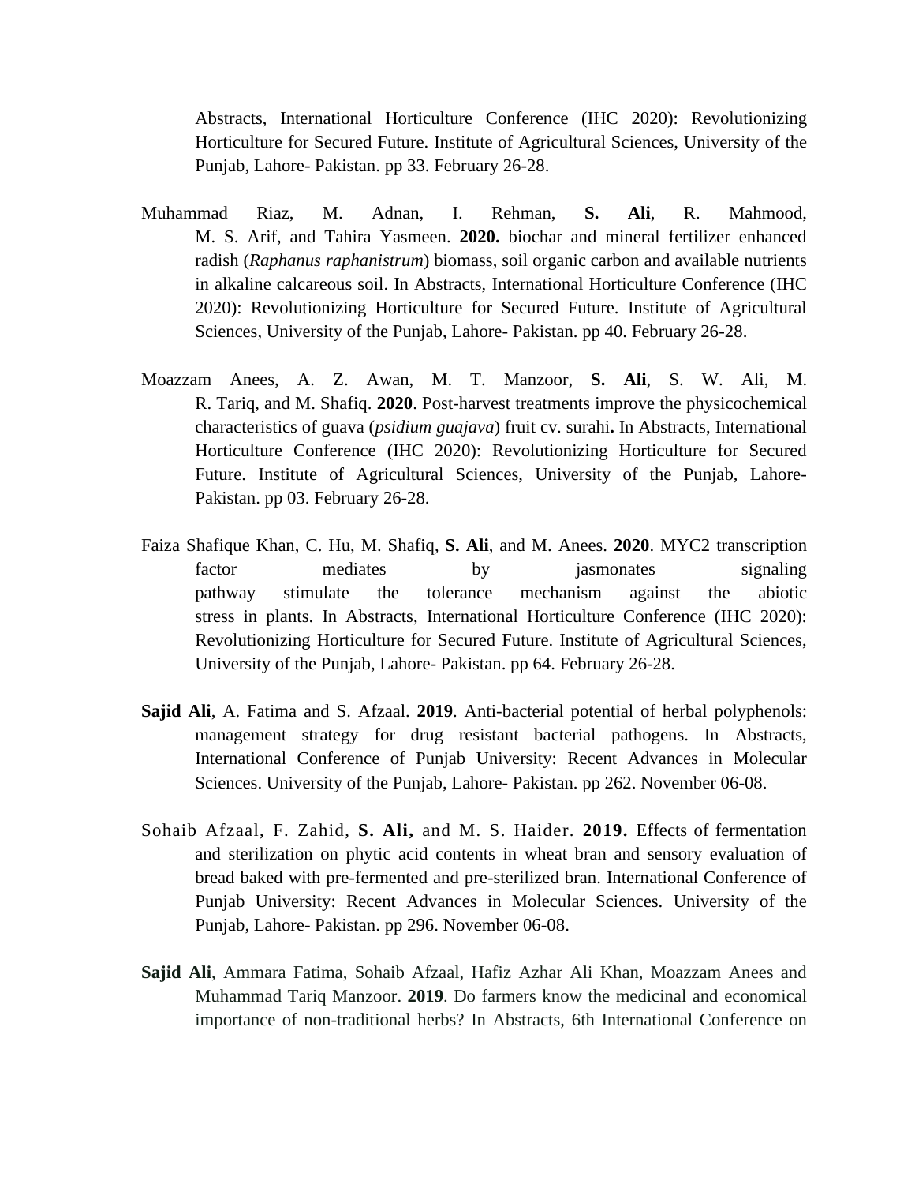Abstracts, International Horticulture Conference (IHC 2020): Revolutionizing Horticulture for Secured Future. Institute of Agricultural Sciences, University of the Punjab, Lahore- Pakistan. pp 33. February 26-28.

Muhammad Riaz, M. Adnan, I. Rehman, **S. Ali**, R. Mahmood, M. S. Arif, and Tahira Yasmeen. **2020.** biochar and mineral fertilizer enhanced radish (*Raphanus raphanistrum*) biomass, soil organic carbon and available nutrients in alkaline calcareous soil. In Abstracts, International Horticulture Conference (IHC 2020): Revolutionizing Horticulture for Secured Future. Institute of Agricultural Sciences, University of the Punjab, Lahore- Pakistan. pp 40. February 26-28.

Moazzam Anees, A. Z. Awan, M. T. Manzoor, **S. Ali**, S. W. Ali, M. R. Tariq, and M. Shafiq. **2020**. Post-harvest treatments improve the physicochemical characteristics of guava (*psidium guajava*) fruit cv. surahi**.** In Abstracts, International Horticulture Conference (IHC 2020): Revolutionizing Horticulture for Secured Future. Institute of Agricultural Sciences, University of the Punjab, Lahore- Pakistan. pp 03. February 26-28.

Faiza Shafique Khan, C. Hu, M. Shafiq, **S. Ali**, and M. Anees. **2020**. MYC2 transcription factor mediates by jasmonates signaling pathway stimulate the tolerance mechanism against the abiotic stress in plants. In Abstracts, International Horticulture Conference (IHC 2020): Revolutionizing Horticulture for Secured Future. Institute of Agricultural Sciences, University of the Punjab, Lahore- Pakistan. pp 64. February 26-28.

**Sajid Ali**, A. Fatima and S. Afzaal. **2019**. Anti-bacterial potential of herbal polyphenols: management strategy for drug resistant bacterial pathogens. In Abstracts, International Conference of Punjab University: Recent Advances in Molecular Sciences. University of the Punjab, Lahore- Pakistan. pp 262. November 06-08.

Sohaib Afzaal, F. Zahid, **S. Ali,** and M. S. Haider. **2019.** Effects of fermentation and sterilization on phytic acid contents in wheat bran and sensory evaluation of bread baked with pre-fermented and pre-sterilized bran. International Conference of Punjab University: Recent Advances in Molecular Sciences. University of the Punjab, Lahore- Pakistan. pp 296. November 06-08.

**Sajid Ali**, Ammara Fatima, Sohaib Afzaal, Hafiz Azhar Ali Khan, Moazzam Anees and Muhammad Tariq Manzoor. **2019**. Do farmers know the medicinal and economical importance of non-traditional herbs? In Abstracts, 6th International Conference on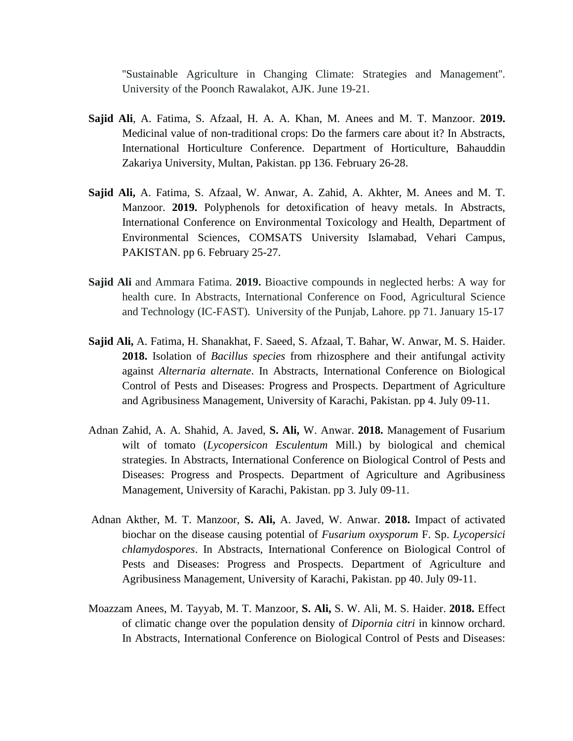"Sustainable Agriculture in Changing Climate: Strategies and Management". University of the Poonch Rawalakot, AJK. June 19-21.

**Sajid Ali**, A. Fatima, S. Afzaal, H. A. A. Khan, M. Anees and M. T. Manzoor. **2019.** Medicinal value of non-traditional crops: Do the farmers care about it? In Abstracts, International Horticulture Conference. Department of Horticulture, Bahauddin Zakariya University, Multan, Pakistan. pp 136. February 26-28.

**Sajid Ali,** A. Fatima, S. Afzaal, W. Anwar, A. Zahid, A. Akhter, M. Anees and M. T. Manzoor. **2019.** Polyphenols for detoxification of heavy metals. In Abstracts, International Conference on Environmental Toxicology and Health, Department of Environmental Sciences, COMSATS University Islamabad, Vehari Campus, PAKISTAN. pp 6. February 25-27.

**Sajid Ali** and Ammara Fatima. **2019.** Bioactive compounds in neglected herbs: A way for health cure. In Abstracts, International Conference on Food, Agricultural Science and Technology (IC-FAST). University of the Punjab, Lahore. pp 71. January 15-17

**Sajid Ali,** A. Fatima, H. Shanakhat, F. Saeed, S. Afzaal, T. Bahar, W. Anwar, M. S. Haider. **2018.** Isolation of *Bacillus species* from rhizosphere and their antifungal activity against *Alternaria alternate*. In Abstracts, International Conference on Biological Control of Pests and Diseases: Progress and Prospects. Department of Agriculture and Agribusiness Management, University of Karachi, Pakistan. pp 4. July 09-11.

Adnan Zahid, A. A. Shahid, A. Javed, **S. Ali,** W. Anwar. **2018.** Management of Fusarium wilt of tomato (*Lycopersicon Esculentum* Mill.) by biological and chemical strategies. In Abstracts, International Conference on Biological Control of Pests and Diseases: Progress and Prospects. Department of Agriculture and Agribusiness Management, University of Karachi, Pakistan. pp 3. July 09-11.

Adnan Akther, M. T. Manzoor, **S. Ali,** A. Javed, W. Anwar. **2018.** Impact of activated biochar on the disease causing potential of *Fusarium oxysporum* F. Sp. *Lycopersici chlamydospores*. In Abstracts, International Conference on Biological Control of Pests and Diseases: Progress and Prospects. Department of Agriculture and Agribusiness Management, University of Karachi, Pakistan. pp 40. July 09-11.

Moazzam Anees, M. Tayyab, M. T. Manzoor, **S. Ali,** S. W. Ali, M. S. Haider. **2018.** Effect of climatic change over the population density of *Dipornia citri* in kinnow orchard. In Abstracts, International Conference on Biological Control of Pests and Diseases: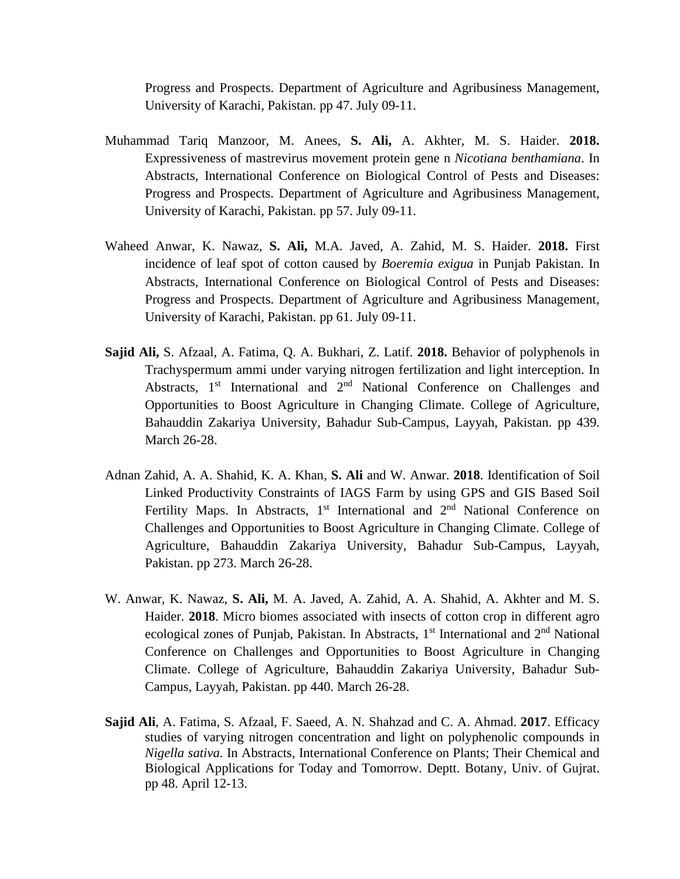Progress and Prospects. Department of Agriculture and Agribusiness Management, University of Karachi, Pakistan. pp 47. July 09-11.

Muhammad Tariq Manzoor, M. Anees, **S. Ali,** A. Akhter, M. S. Haider. **2018.** Expressiveness of mastrevirus movement protein gene n *Nicotiana benthamiana*. In Abstracts, International Conference on Biological Control of Pests and Diseases: Progress and Prospects. Department of Agriculture and Agribusiness Management, University of Karachi, Pakistan. pp 57. July 09-11.

Waheed Anwar, K. Nawaz, **S. Ali,** M.A. Javed, A. Zahid, M. S. Haider. **2018.** First incidence of leaf spot of cotton caused by *Boeremia exigua* in Punjab Pakistan. In Abstracts, International Conference on Biological Control of Pests and Diseases: Progress and Prospects. Department of Agriculture and Agribusiness Management, University of Karachi, Pakistan. pp 61. July 09-11.

**Sajid Ali,** S. Afzaal, A. Fatima, Q. A. Bukhari, Z. Latif. **2018.** Behavior of polyphenols in Trachyspermum ammi under varying nitrogen fertilization and light interception. In Abstracts, 1st International and 2nd National Conference on Challenges and Opportunities to Boost Agriculture in Changing Climate. College of Agriculture, Bahauddin Zakariya University, Bahadur Sub-Campus, Layyah, Pakistan. pp 439. March 26-28.

Adnan Zahid, A. A. Shahid, K. A. Khan, **S. Ali** and W. Anwar. **2018**. Identification of Soil Linked Productivity Constraints of IAGS Farm by using GPS and GIS Based Soil Fertility Maps. In Abstracts, 1st International and 2nd National Conference on Challenges and Opportunities to Boost Agriculture in Changing Climate. College of Agriculture, Bahauddin Zakariya University, Bahadur Sub-Campus, Layyah, Pakistan. pp 273. March 26-28.

W. Anwar, K. Nawaz, **S. Ali,** M. A. Javed, A. Zahid, A. A. Shahid, A. Akhter and M. S. Haider. **2018**. Micro biomes associated with insects of cotton crop in different agro ecological zones of Punjab, Pakistan. In Abstracts, 1st International and 2nd National Conference on Challenges and Opportunities to Boost Agriculture in Changing Climate. College of Agriculture, Bahauddin Zakariya University, Bahadur Sub-Campus, Layyah, Pakistan. pp 440. March 26-28.

**Sajid Ali**, A. Fatima, S. Afzaal, F. Saeed, A. N. Shahzad and C. A. Ahmad. **2017**. Efficacy studies of varying nitrogen concentration and light on polyphenolic compounds in *Nigella sativa.* In Abstracts, International Conference on Plants; Their Chemical and Biological Applications for Today and Tomorrow. Deptt. Botany, Univ. of Gujrat. pp 48. April 12-13.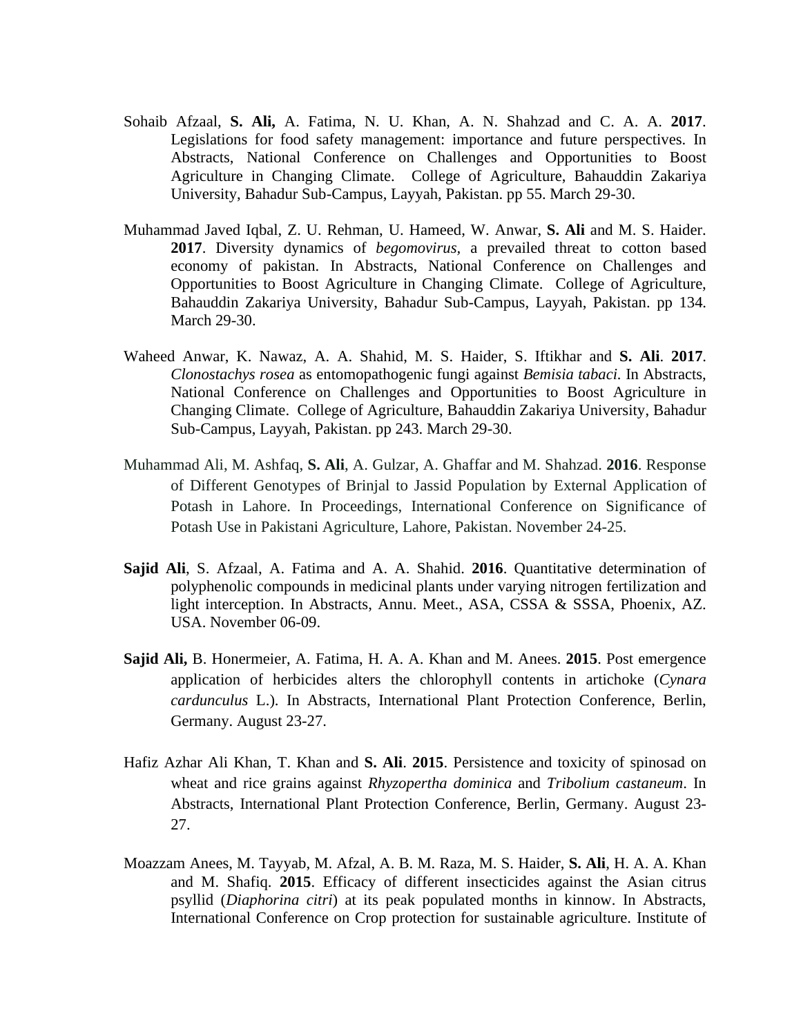Sohaib Afzaal, **S. Ali,** A. Fatima, N. U. Khan, A. N. Shahzad and C. A. A. **2017**. Legislations for food safety management: importance and future perspectives. In Abstracts, National Conference on Challenges and Opportunities to Boost Agriculture in Changing Climate. College of Agriculture, Bahauddin Zakariya University, Bahadur Sub-Campus, Layyah, Pakistan. pp 55. March 29-30.

Muhammad Javed Iqbal, Z. U. Rehman, U. Hameed, W. Anwar, **S. Ali** and M. S. Haider. **2017**. Diversity dynamics of *begomovirus*, a prevailed threat to cotton based economy of pakistan. In Abstracts, National Conference on Challenges and Opportunities to Boost Agriculture in Changing Climate. College of Agriculture, Bahauddin Zakariya University, Bahadur Sub-Campus, Layyah, Pakistan. pp 134. March 29-30.

Waheed Anwar, K. Nawaz, A. A. Shahid, M. S. Haider, S. Iftikhar and **S. Ali**. **2017**. *Clonostachys rosea* as entomopathogenic fungi against *Bemisia tabaci*. In Abstracts, National Conference on Challenges and Opportunities to Boost Agriculture in Changing Climate. College of Agriculture, Bahauddin Zakariya University, Bahadur Sub-Campus, Layyah, Pakistan. pp 243. March 29-30.

Muhammad Ali, M. Ashfaq, **S. Ali**, A. Gulzar, A. Ghaffar and M. Shahzad. **2016**. Response of Different Genotypes of Brinjal to Jassid Population by External Application of Potash in Lahore. In Proceedings, International Conference on Significance of Potash Use in Pakistani Agriculture, Lahore, Pakistan. November 24-25.

**Sajid Ali**, S. Afzaal, A. Fatima and A. A. Shahid. **2016**. Quantitative determination of polyphenolic compounds in medicinal plants under varying nitrogen fertilization and light interception. In Abstracts, Annu. Meet., ASA, CSSA & SSSA, Phoenix, AZ. USA. November 06-09.

**Sajid Ali,** B. Honermeier, A. Fatima, H. A. A. Khan and M. Anees. **2015**. Post emergence application of herbicides alters the chlorophyll contents in artichoke (*Cynara cardunculus* L.). In Abstracts, International Plant Protection Conference, Berlin, Germany. August 23-27.

Hafiz Azhar Ali Khan, T. Khan and **S. Ali**. **2015**. Persistence and toxicity of spinosad on wheat and rice grains against *Rhyzopertha dominica* and *Tribolium castaneum*. In Abstracts, International Plant Protection Conference, Berlin, Germany. August 23-27.

Moazzam Anees, M. Tayyab, M. Afzal, A. B. M. Raza, M. S. Haider, **S. Ali**, H. A. A. Khan and M. Shafiq. **2015**. Efficacy of different insecticides against the Asian citrus psyllid (*Diaphorina citri*) at its peak populated months in kinnow. In Abstracts, International Conference on Crop protection for sustainable agriculture. Institute of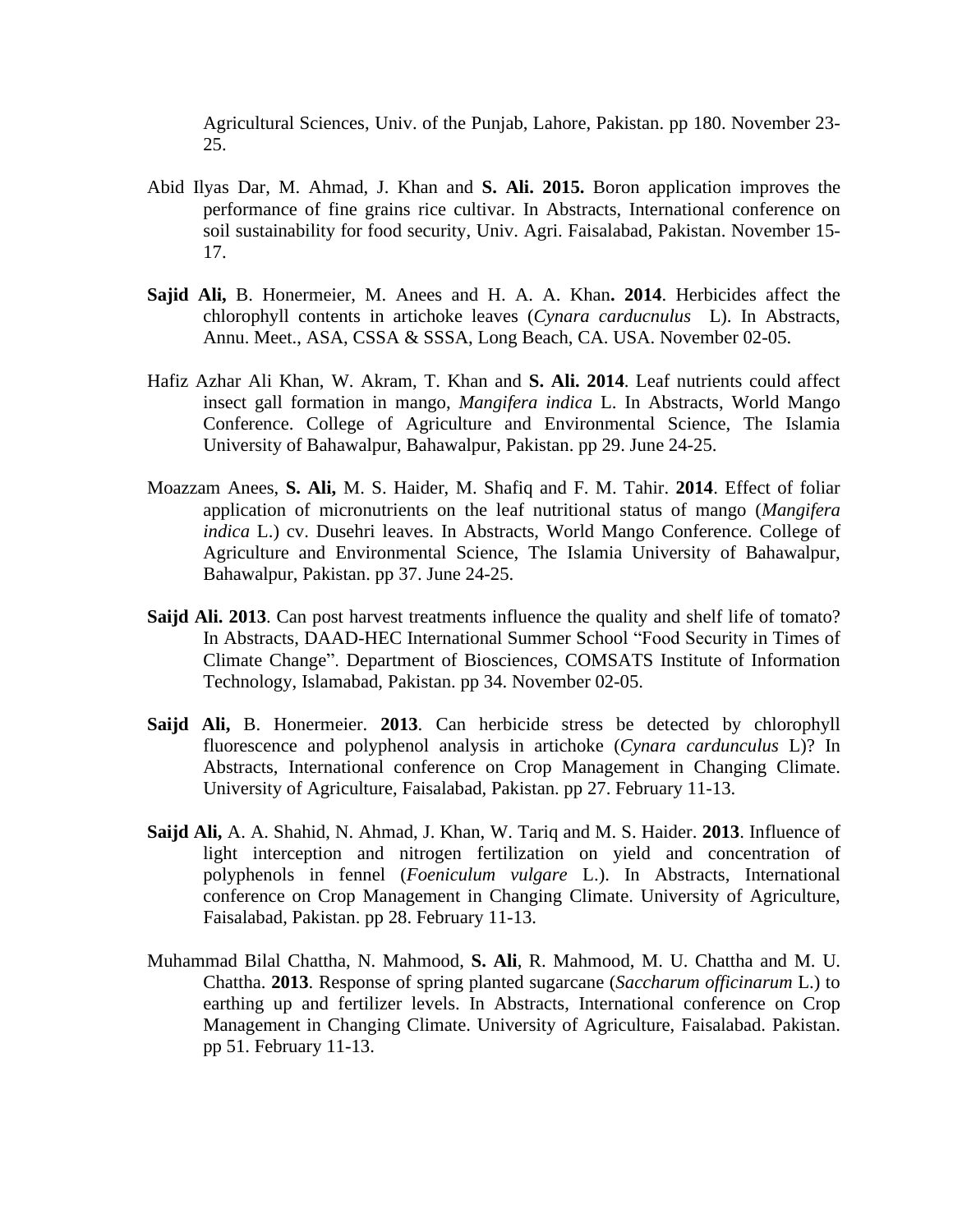Agricultural Sciences, Univ. of the Punjab, Lahore, Pakistan. pp 180. November 23-25.

Abid Ilyas Dar, M. Ahmad, J. Khan and **S. Ali. 2015.** Boron application improves the performance of fine grains rice cultivar. In Abstracts, International conference on soil sustainability for food security, Univ. Agri. Faisalabad, Pakistan. November 15-17.

**Sajid Ali,** B. Honermeier, M. Anees and H. A. A. Khan**. 2014**. Herbicides affect the chlorophyll contents in artichoke leaves (*Cynara carducnulus* L). In Abstracts, Annu. Meet., ASA, CSSA & SSSA, Long Beach, CA. USA. November 02-05.

Hafiz Azhar Ali Khan, W. Akram, T. Khan and **S. Ali. 2014**. Leaf nutrients could affect insect gall formation in mango, *Mangifera indica* L. In Abstracts, World Mango Conference. College of Agriculture and Environmental Science, The Islamia University of Bahawalpur, Bahawalpur, Pakistan. pp 29. June 24-25.

Moazzam Anees, **S. Ali,** M. S. Haider, M. Shafiq and F. M. Tahir. **2014**. Effect of foliar application of micronutrients on the leaf nutritional status of mango (*Mangifera indica* L.) cv. Dusehri leaves. In Abstracts, World Mango Conference. College of Agriculture and Environmental Science, The Islamia University of Bahawalpur, Bahawalpur, Pakistan. pp 37. June 24-25.

**Saijd Ali. 2013**. Can post harvest treatments influence the quality and shelf life of tomato? In Abstracts, DAAD-HEC International Summer School "Food Security in Times of Climate Change". Department of Biosciences, COMSATS Institute of Information Technology, Islamabad, Pakistan. pp 34. November 02-05.

**Saijd Ali,** B. Honermeier. **2013**. Can herbicide stress be detected by chlorophyll fluorescence and polyphenol analysis in artichoke (*Cynara cardunculus* L)? In Abstracts, International conference on Crop Management in Changing Climate. University of Agriculture, Faisalabad, Pakistan. pp 27. February 11-13.

**Saijd Ali,** A. A. Shahid, N. Ahmad, J. Khan, W. Tariq and M. S. Haider. **2013**. Influence of light interception and nitrogen fertilization on yield and concentration of polyphenols in fennel (*Foeniculum vulgare* L.). In Abstracts, International conference on Crop Management in Changing Climate. University of Agriculture, Faisalabad, Pakistan. pp 28. February 11-13.

Muhammad Bilal Chattha, N. Mahmood, **S. Ali**, R. Mahmood, M. U. Chattha and M. U. Chattha. **2013**. Response of spring planted sugarcane (*Saccharum officinarum* L.) to earthing up and fertilizer levels. In Abstracts, International conference on Crop Management in Changing Climate. University of Agriculture, Faisalabad. Pakistan. pp 51. February 11-13.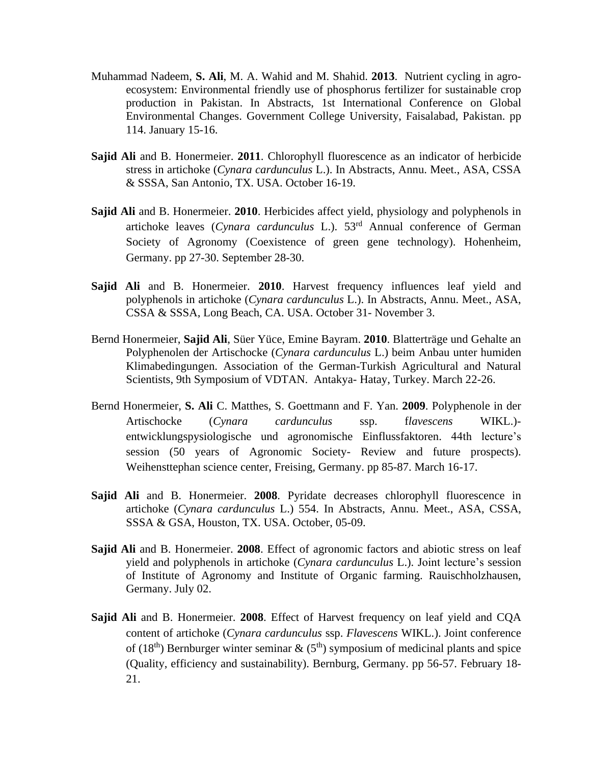Muhammad Nadeem, **S. Ali**, M. A. Wahid and M. Shahid. **2013**. Nutrient cycling in agro-ecosystem: Environmental friendly use of phosphorus fertilizer for sustainable crop production in Pakistan. In Abstracts, 1st International Conference on Global Environmental Changes. Government College University, Faisalabad, Pakistan. pp 114. January 15-16.

**Sajid Ali** and B. Honermeier. **2011**. Chlorophyll fluorescence as an indicator of herbicide stress in artichoke (*Cynara cardunculus* L.). In Abstracts, Annu. Meet., ASA, CSSA & SSSA, San Antonio, TX. USA. October 16-19.

**Sajid Ali** and B. Honermeier. **2010**. Herbicides affect yield, physiology and polyphenols in artichoke leaves (*Cynara cardunculus* L.). 53rd Annual conference of German Society of Agronomy (Coexistence of green gene technology). Hohenheim, Germany. pp 27-30. September 28-30.

**Sajid Ali** and B. Honermeier. **2010**. Harvest frequency influences leaf yield and polyphenols in artichoke (*Cynara cardunculus* L.). In Abstracts, Annu. Meet., ASA, CSSA & SSSA, Long Beach, CA. USA. October 31- November 3.

Bernd Honermeier, **Sajid Ali**, Süer Yüce, Emine Bayram. **2010**. Blatterträge und Gehalte an Polyphenolen der Artischocke (*Cynara cardunculus* L.) beim Anbau unter humiden Klimabedingungen. Association of the German-Turkish Agricultural and Natural Scientists, 9th Symposium of VDTAN. Antakya- Hatay, Turkey. March 22-26.

Bernd Honermeier, **S. Ali** C. Matthes, S. Goettmann and F. Yan. **2009**. Polyphenole in der Artischocke (*Cynara cardunculus* ssp. f*lavescens* WIKL.)-entwicklungspysiologische und agronomische Einflussfaktoren. 44th lecture's session (50 years of Agronomic Society- Review and future prospects). Weihensttephan science center, Freising, Germany. pp 85-87. March 16-17.

**Sajid Ali** and B. Honermeier. **2008**. Pyridate decreases chlorophyll fluorescence in artichoke (*Cynara cardunculus* L.) 554. In Abstracts, Annu. Meet., ASA, CSSA, SSSA & GSA, Houston, TX. USA. October, 05-09.

**Sajid Ali** and B. Honermeier. **2008**. Effect of agronomic factors and abiotic stress on leaf yield and polyphenols in artichoke (*Cynara cardunculus* L.). Joint lecture's session of Institute of Agronomy and Institute of Organic farming. Rauischholzhausen, Germany. July 02.

**Sajid Ali** and B. Honermeier. **2008**. Effect of Harvest frequency on leaf yield and CQA content of artichoke (*Cynara cardunculus* ssp. *Flavescens* WIKL.). Joint conference of (18th) Bernburger winter seminar & (5th) symposium of medicinal plants and spice (Quality, efficiency and sustainability). Bernburg, Germany. pp 56-57. February 18-21.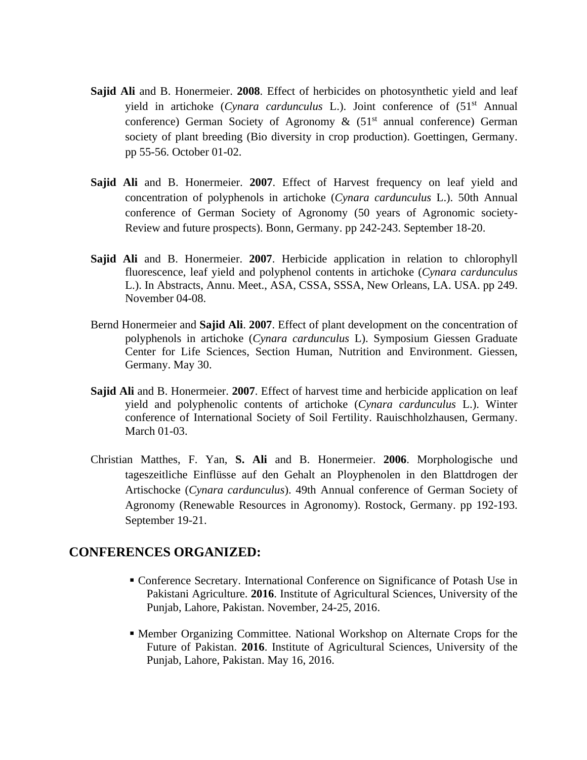**Sajid Ali** and B. Honermeier. **2008**. Effect of herbicides on photosynthetic yield and leaf yield in artichoke (*Cynara cardunculus* L.). Joint conference of (51st Annual conference) German Society of Agronomy & (51st annual conference) German society of plant breeding (Bio diversity in crop production). Goettingen, Germany. pp 55-56. October 01-02.

**Sajid Ali** and B. Honermeier. **2007**. Effect of Harvest frequency on leaf yield and concentration of polyphenols in artichoke (*Cynara cardunculus* L.). 50th Annual conference of German Society of Agronomy (50 years of Agronomic society-Review and future prospects). Bonn, Germany. pp 242-243. September 18-20.

**Sajid Ali** and B. Honermeier. **2007**. Herbicide application in relation to chlorophyll fluorescence, leaf yield and polyphenol contents in artichoke (*Cynara cardunculus* L.). In Abstracts, Annu. Meet., ASA, CSSA, SSSA, New Orleans, LA. USA. pp 249. November 04-08.

Bernd Honermeier and **Sajid Ali**. **2007**. Effect of plant development on the concentration of polyphenols in artichoke (*Cynara cardunculus* L). Symposium Giessen Graduate Center for Life Sciences, Section Human, Nutrition and Environment. Giessen, Germany. May 30.

**Sajid Ali** and B. Honermeier. **2007**. Effect of harvest time and herbicide application on leaf yield and polyphenolic contents of artichoke (*Cynara cardunculus* L.). Winter conference of International Society of Soil Fertility. Rauischholzhausen, Germany. March 01-03.

Christian Matthes, F. Yan, **S. Ali** and B. Honermeier. **2006**. Morphologische und tageszeitliche Einflüsse auf den Gehalt an Ploypheno­len in den Blattdrogen der Artischocke (*Cynara cardunculus*). 49th Annual conference of German Society of Agronomy (Renewable Resources in Agronomy). Rostock, Germany. pp 192-193. September 19-21.

## CONFERENCES ORGANIZED:

- Conference Secretary. International Conference on Significance of Potash Use in Pakistani Agriculture. **2016**. Institute of Agricultural Sciences, University of the Punjab, Lahore, Pakistan. November, 24-25, 2016.
- Member Organizing Committee. National Workshop on Alternate Crops for the Future of Pakistan. **2016**. Institute of Agricultural Sciences, University of the Punjab, Lahore, Pakistan. May 16, 2016.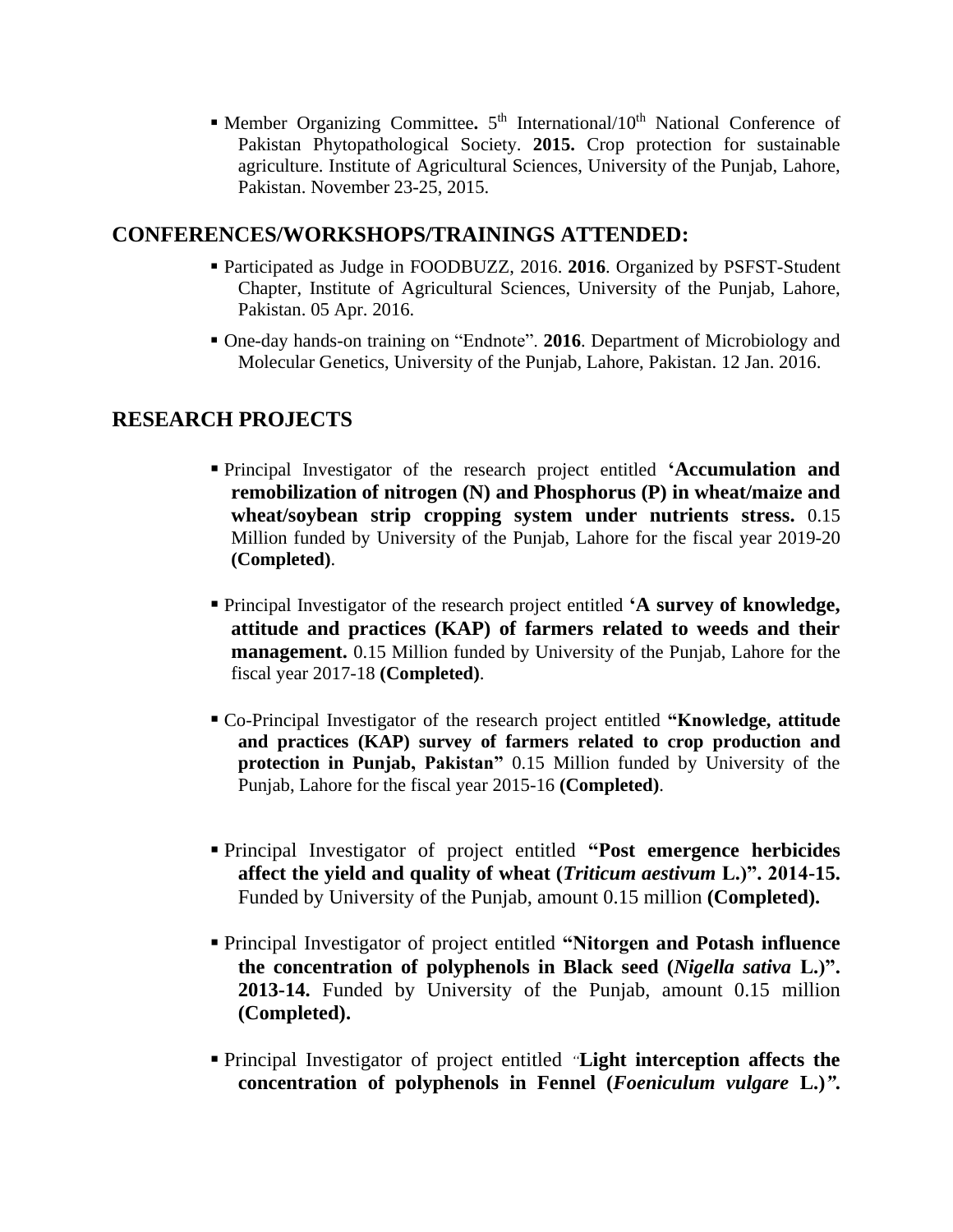- Member Organizing Committee**.** 5th International/10th National Conference of Pakistan Phytopathological Society. **2015.** Crop protection for sustainable agriculture. Institute of Agricultural Sciences, University of the Punjab, Lahore, Pakistan. November 23-25, 2015.

## CONFERENCES/WORKSHOPS/TRAININGS ATTENDED:

- Participated as Judge in FOODBUZZ, 2016. **2016**. Organized by PSFST-Student Chapter, Institute of Agricultural Sciences, University of the Punjab, Lahore, Pakistan. 05 Apr. 2016.
- One-day hands-on training on "Endnote". **2016**. Department of Microbiology and Molecular Genetics, University of the Punjab, Lahore, Pakistan. 12 Jan. 2016.

## RESEARCH PROJECTS

- Principal Investigator of the research project entitled **'Accumulation and remobilization of nitrogen (N) and Phosphorus (P) in wheat/maize and wheat/soybean strip cropping system under nutrients stress.** 0.15 Million funded by University of the Punjab, Lahore for the fiscal year 2019-20 **(Completed)**.
- Principal Investigator of the research project entitled **'A survey of knowledge, attitude and practices (KAP) of farmers related to weeds and their management.** 0.15 Million funded by University of the Punjab, Lahore for the fiscal year 2017-18 **(Completed)**.
- Co-Principal Investigator of the research project entitled **"Knowledge, attitude and practices (KAP) survey of farmers related to crop production and protection in Punjab, Pakistan"** 0.15 Million funded by University of the Punjab, Lahore for the fiscal year 2015-16 **(Completed)**.
- Principal Investigator of project entitled **"Post emergence herbicides affect the yield and quality of wheat (*Triticum aestivum* L.)". 2014-15.** Funded by University of the Punjab, amount 0.15 million **(Completed).**
- Principal Investigator of project entitled **"Nitorgen and Potash influence the concentration of polyphenols in Black seed (*Nigella sativa* L.)". 2013-14.** Funded by University of the Punjab, amount 0.15 million **(Completed).**
- Principal Investigator of project entitled "**Light interception affects the concentration of polyphenols in Fennel (*Foeniculum vulgare* L.)*".***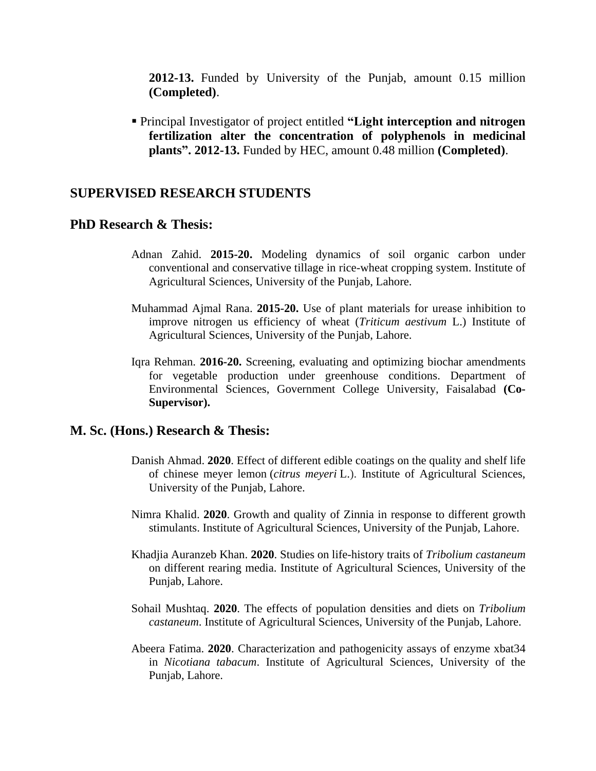**2012-13.** Funded by University of the Punjab, amount 0.15 million **(Completed)**.

- Principal Investigator of project entitled **"Light interception and nitrogen fertilization alter the concentration of polyphenols in medicinal plants". 2012-13.** Funded by HEC, amount 0.48 million **(Completed)**.

## SUPERVISED RESEARCH STUDENTS

### PhD Research & Thesis:

Adnan Zahid. **2015-20.** Modeling dynamics of soil organic carbon under conventional and conservative tillage in rice-wheat cropping system. Institute of Agricultural Sciences, University of the Punjab, Lahore.

Muhammad Ajmal Rana. **2015-20.** Use of plant materials for urease inhibition to improve nitrogen us efficiency of wheat (*Triticum aestivum* L.) Institute of Agricultural Sciences, University of the Punjab, Lahore.

Iqra Rehman. **2016-20.** Screening, evaluating and optimizing biochar amendments for vegetable production under greenhouse conditions. Department of Environmental Sciences, Government College University, Faisalabad **(Co-Supervisor).**

### M. Sc. (Hons.) Research & Thesis:

Danish Ahmad. **2020**. Effect of different edible coatings on the quality and shelf life of chinese meyer lemon (*citrus meyeri* L.). Institute of Agricultural Sciences, University of the Punjab, Lahore.

Nimra Khalid. **2020**. Growth and quality of Zinnia in response to different growth stimulants. Institute of Agricultural Sciences, University of the Punjab, Lahore.

Khadjia Auranzeb Khan. **2020**. Studies on life-history traits of *Tribolium castaneum* on different rearing media. Institute of Agricultural Sciences, University of the Punjab, Lahore.

Sohail Mushtaq. **2020**. The effects of population densities and diets on *Tribolium castaneum*. Institute of Agricultural Sciences, University of the Punjab, Lahore.

Abeera Fatima. **2020**. Characterization and pathogenicity assays of enzyme xbat34 in *Nicotiana tabacum*. Institute of Agricultural Sciences, University of the Punjab, Lahore.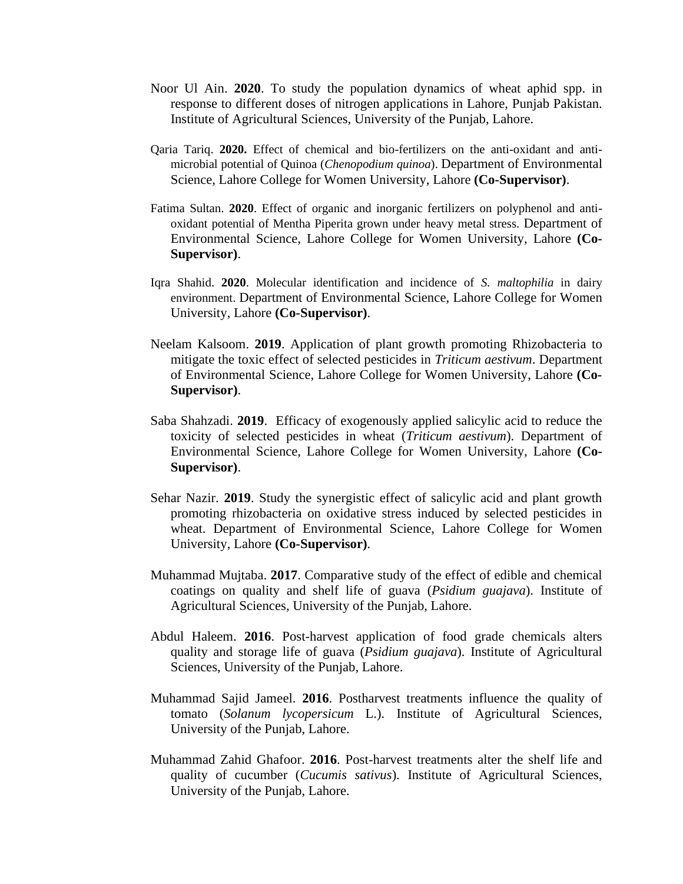Noor Ul Ain. **2020**. To study the population dynamics of wheat aphid spp. in response to different doses of nitrogen applications in Lahore, Punjab Pakistan. Institute of Agricultural Sciences, University of the Punjab, Lahore.

Qaria Tariq. **2020.** Effect of chemical and bio-fertilizers on the anti-oxidant and anti-microbial potential of Quinoa (*Chenopodium quinoa*). Department of Environmental Science, Lahore College for Women University, Lahore **(Co-Supervisor)**.

Fatima Sultan. **2020**. Effect of organic and inorganic fertilizers on polyphenol and anti-oxidant potential of Mentha Piperita grown under heavy metal stress. Department of Environmental Science, Lahore College for Women University, Lahore **(Co-Supervisor)**.

Iqra Shahid. **2020**. Molecular identification and incidence of *S. maltophilia* in dairy environment. Department of Environmental Science, Lahore College for Women University, Lahore **(Co-Supervisor)**.

Neelam Kalsoom. **2019**. Application of plant growth promoting Rhizobacteria to mitigate the toxic effect of selected pesticides in *Triticum aestivum*. Department of Environmental Science, Lahore College for Women University, Lahore **(Co-Supervisor)**.

Saba Shahzadi. **2019**. Efficacy of exogenously applied salicylic acid to reduce the toxicity of selected pesticides in wheat (*Triticum aestivum*). Department of Environmental Science, Lahore College for Women University, Lahore **(Co-Supervisor)**.

Sehar Nazir. **2019**. Study the synergistic effect of salicylic acid and plant growth promoting rhizobacteria on oxidative stress induced by selected pesticides in wheat. Department of Environmental Science, Lahore College for Women University, Lahore **(Co-Supervisor)**.

Muhammad Mujtaba. **2017**. Comparative study of the effect of edible and chemical coatings on quality and shelf life of guava (*Psidium guajava*). Institute of Agricultural Sciences, University of the Punjab, Lahore.

Abdul Haleem. **2016**. Post-harvest application of food grade chemicals alters quality and storage life of guava (*Psidium guajava*). Institute of Agricultural Sciences, University of the Punjab, Lahore.

Muhammad Sajid Jameel. **2016**. Postharvest treatments influence the quality of tomato (*Solanum lycopersicum* L.). Institute of Agricultural Sciences, University of the Punjab, Lahore.

Muhammad Zahid Ghafoor. **2016**. Post-harvest treatments alter the shelf life and quality of cucumber (*Cucumis sativus*). Institute of Agricultural Sciences, University of the Punjab, Lahore.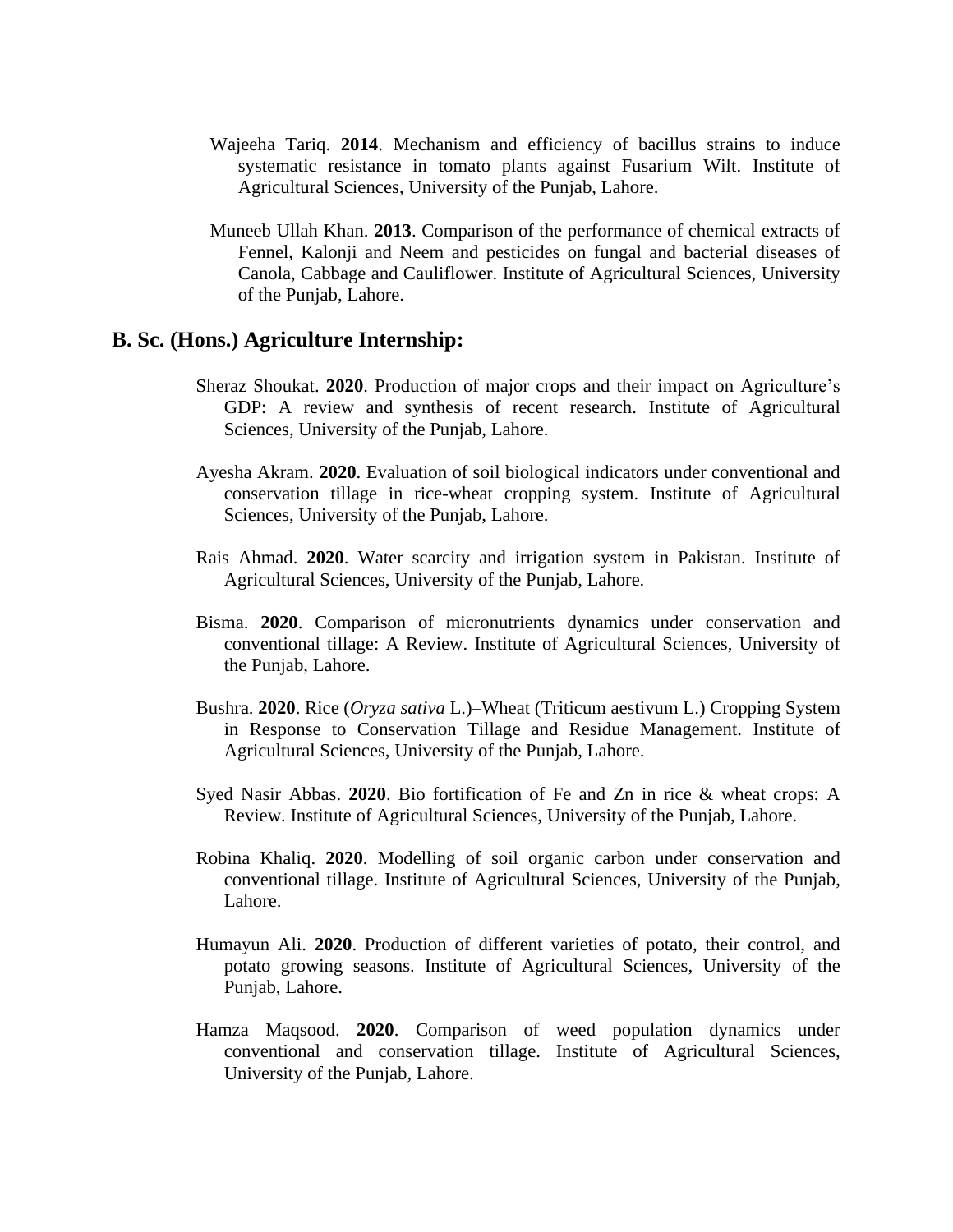Wajeeha Tariq. **2014**. Mechanism and efficiency of bacillus strains to induce systematic resistance in tomato plants against Fusarium Wilt. Institute of Agricultural Sciences, University of the Punjab, Lahore.

Muneeb Ullah Khan. **2013**. Comparison of the performance of chemical extracts of Fennel, Kalonji and Neem and pesticides on fungal and bacterial diseases of Canola, Cabbage and Cauliflower. Institute of Agricultural Sciences, University of the Punjab, Lahore.

## B. Sc. (Hons.) Agriculture Internship:

Sheraz Shoukat. **2020**. Production of major crops and their impact on Agriculture's GDP: A review and synthesis of recent research. Institute of Agricultural Sciences, University of the Punjab, Lahore.

Ayesha Akram. **2020**. Evaluation of soil biological indicators under conventional and conservation tillage in rice-wheat cropping system. Institute of Agricultural Sciences, University of the Punjab, Lahore.

Rais Ahmad. **2020**. Water scarcity and irrigation system in Pakistan. Institute of Agricultural Sciences, University of the Punjab, Lahore.

Bisma. **2020**. Comparison of micronutrients dynamics under conservation and conventional tillage: A Review. Institute of Agricultural Sciences, University of the Punjab, Lahore.

Bushra. **2020**. Rice (*Oryza sativa* L.)–Wheat (Triticum aestivum L.) Cropping System in Response to Conservation Tillage and Residue Management. Institute of Agricultural Sciences, University of the Punjab, Lahore.

Syed Nasir Abbas. **2020**. Bio fortification of Fe and Zn in rice & wheat crops: A Review. Institute of Agricultural Sciences, University of the Punjab, Lahore.

Robina Khaliq. **2020**. Modelling of soil organic carbon under conservation and conventional tillage. Institute of Agricultural Sciences, University of the Punjab, Lahore.

Humayun Ali. **2020**. Production of different varieties of potato, their control, and potato growing seasons. Institute of Agricultural Sciences, University of the Punjab, Lahore.

Hamza Maqsood. **2020**. Comparison of weed population dynamics under conventional and conservation tillage. Institute of Agricultural Sciences, University of the Punjab, Lahore.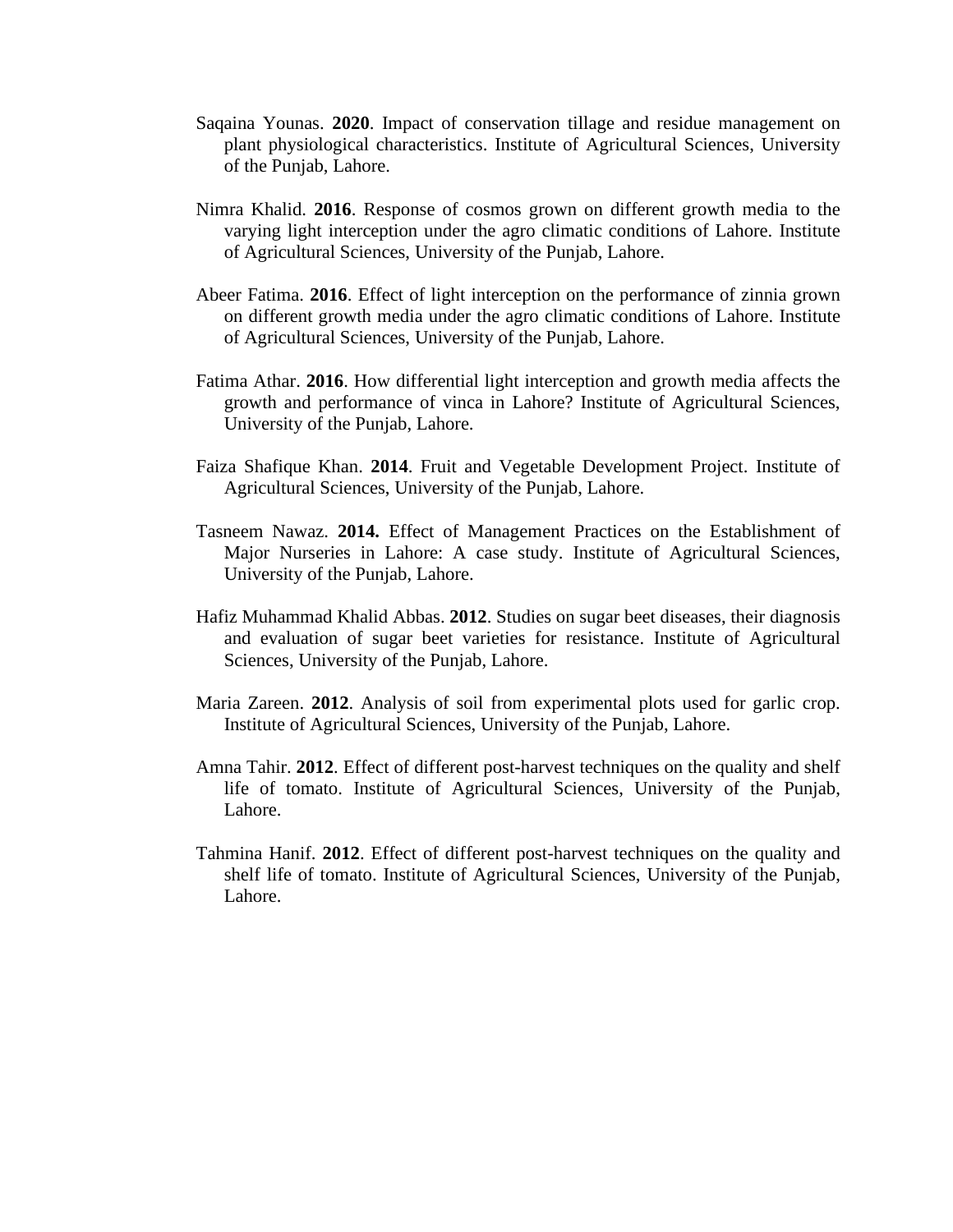Saqaina Younas. **2020**. Impact of conservation tillage and residue management on plant physiological characteristics. Institute of Agricultural Sciences, University of the Punjab, Lahore.

Nimra Khalid. **2016**. Response of cosmos grown on different growth media to the varying light interception under the agro climatic conditions of Lahore. Institute of Agricultural Sciences, University of the Punjab, Lahore.

Abeer Fatima. **2016**. Effect of light interception on the performance of zinnia grown on different growth media under the agro climatic conditions of Lahore. Institute of Agricultural Sciences, University of the Punjab, Lahore.

Fatima Athar. **2016**. How differential light interception and growth media affects the growth and performance of vinca in Lahore? Institute of Agricultural Sciences, University of the Punjab, Lahore.

Faiza Shafique Khan. **2014**. Fruit and Vegetable Development Project. Institute of Agricultural Sciences, University of the Punjab, Lahore.

Tasneem Nawaz. **2014.** Effect of Management Practices on the Establishment of Major Nurseries in Lahore: A case study. Institute of Agricultural Sciences, University of the Punjab, Lahore.

Hafiz Muhammad Khalid Abbas. **2012**. Studies on sugar beet diseases, their diagnosis and evaluation of sugar beet varieties for resistance. Institute of Agricultural Sciences, University of the Punjab, Lahore.

Maria Zareen. **2012**. Analysis of soil from experimental plots used for garlic crop. Institute of Agricultural Sciences, University of the Punjab, Lahore.

Amna Tahir. **2012**. Effect of different post-harvest techniques on the quality and shelf life of tomato. Institute of Agricultural Sciences, University of the Punjab, Lahore.

Tahmina Hanif. **2012**. Effect of different post-harvest techniques on the quality and shelf life of tomato. Institute of Agricultural Sciences, University of the Punjab, Lahore.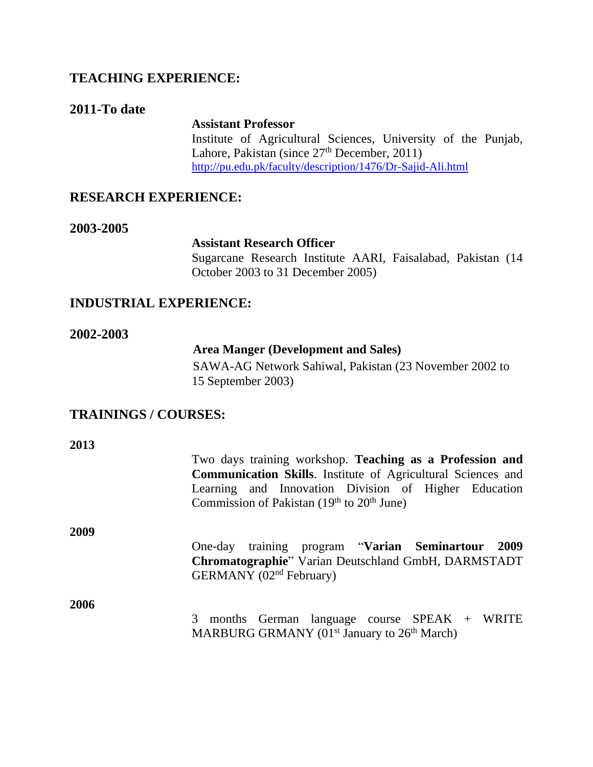## TEACHING EXPERIENCE:

**2011-To date**

**Assistant Professor**
Institute of Agricultural Sciences, University of the Punjab, Lahore, Pakistan (since 27th December, 2011)
http://pu.edu.pk/faculty/description/1476/Dr-Sajid-Ali.html

## RESEARCH EXPERIENCE:

**2003-2005**

**Assistant Research Officer**
Sugarcane Research Institute AARI, Faisalabad, Pakistan (14 October 2003 to 31 December 2005)

## INDUSTRIAL EXPERIENCE:

**2002-2003**

**Area Manger (Development and Sales)**
SAWA-AG Network Sahiwal, Pakistan (23 November 2002 to 15 September 2003)

## TRAININGS / COURSES:

**2013**

Two days training workshop. **Teaching as a Profession and Communication Skills**. Institute of Agricultural Sciences and Learning and Innovation Division of Higher Education Commission of Pakistan (19th to 20th June)

**2009**

One-day training program "**Varian Seminartour 2009 Chromatographie**" Varian Deutschland GmbH, DARMSTADT GERMANY (02nd February)

**2006**

3 months German language course SPEAK + WRITE MARBURG GRMANY (01st January to 26th March)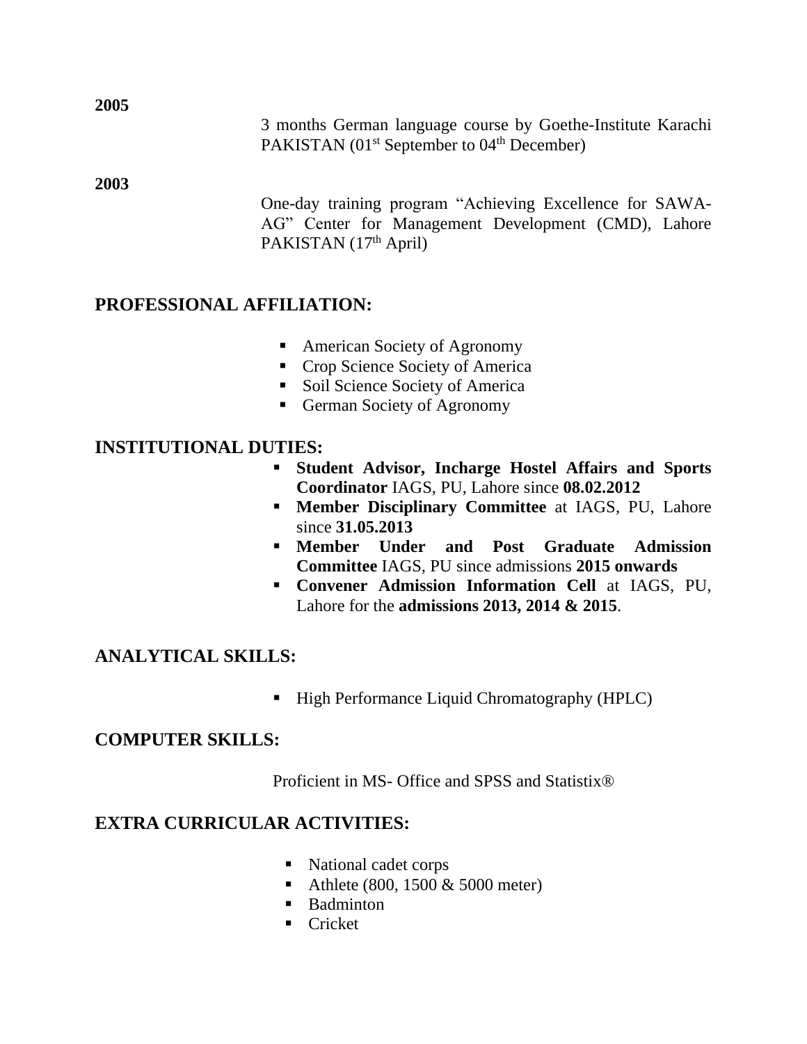**2005**

3 months German language course by Goethe-Institute Karachi PAKISTAN (01st September to 04th December)

**2003**

One-day training program "Achieving Excellence for SAWA-AG" Center for Management Development (CMD), Lahore PAKISTAN (17th April)

## PROFESSIONAL AFFILIATION:

- American Society of Agronomy
- Crop Science Society of America
- Soil Science Society of America
- German Society of Agronomy

## INSTITUTIONAL DUTIES:

- **Student Advisor, Incharge Hostel Affairs and Sports Coordinator** IAGS, PU, Lahore since **08.02.2012**
- **Member Disciplinary Committee** at IAGS, PU, Lahore since **31.05.2013**
- **Member Under and Post Graduate Admission Committee** IAGS, PU since admissions **2015 onwards**
- **Convener Admission Information Cell** at IAGS, PU, Lahore for the **admissions 2013, 2014 & 2015**.

## ANALYTICAL SKILLS:

- High Performance Liquid Chromatography (HPLC)

## COMPUTER SKILLS:

Proficient in MS- Office and SPSS and Statistix®

## EXTRA CURRICULAR ACTIVITIES:

- National cadet corps
- Athlete (800, 1500 & 5000 meter)
- Badminton
- Cricket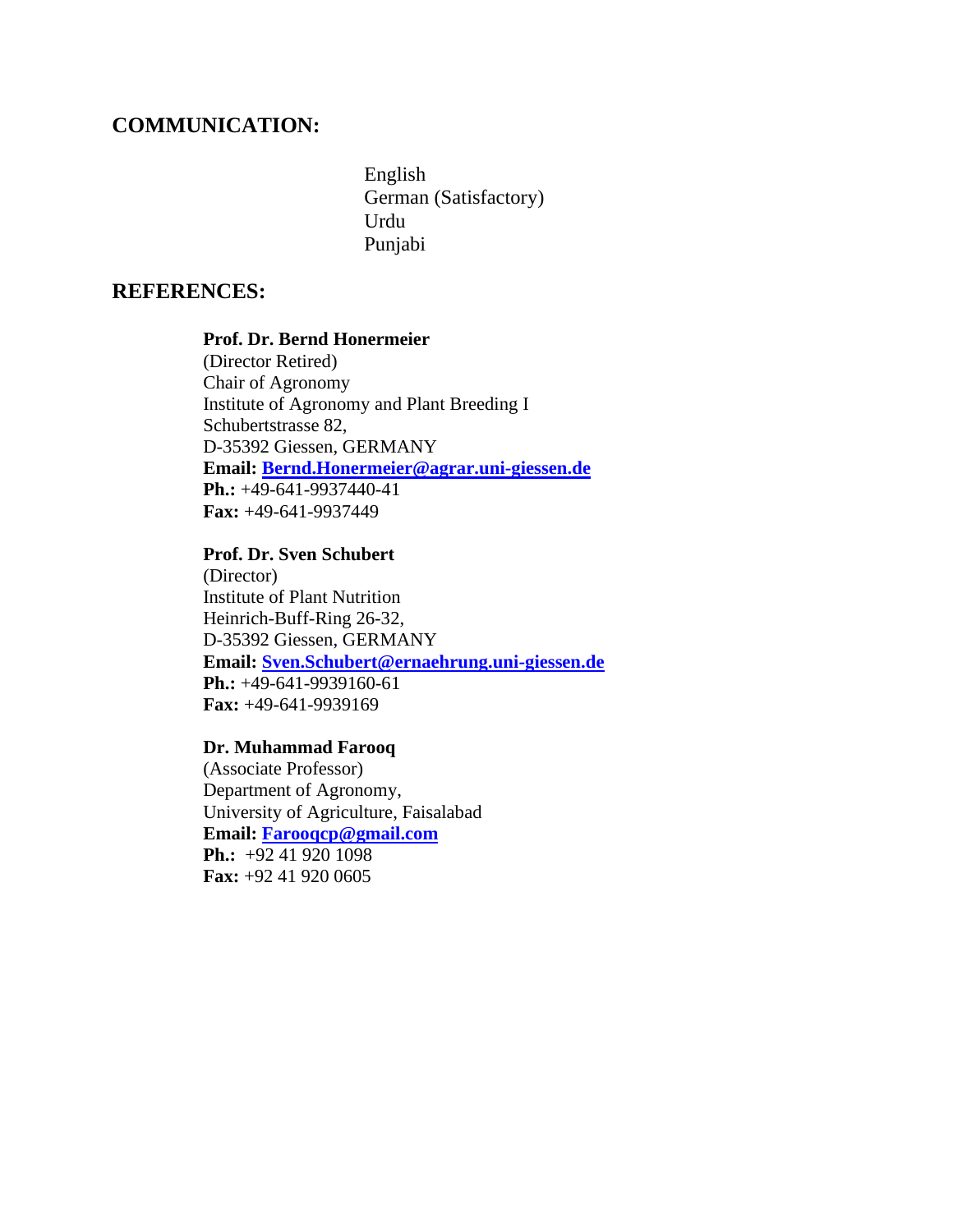## COMMUNICATION:

English
German (Satisfactory)
Urdu
Punjabi

## REFERENCES:

**Prof. Dr. Bernd Honermeier**
(Director Retired)
Chair of Agronomy
Institute of Agronomy and Plant Breeding I
Schubertstrasse 82,
D-35392 Giessen, GERMANY
**Email:** **Bernd.Honermeier@agrar.uni-giessen.de**
**Ph.:** +49-641-9937440-41
**Fax:** +49-641-9937449

**Prof. Dr. Sven Schubert**
(Director)
Institute of Plant Nutrition
Heinrich-Buff-Ring 26-32,
D-35392 Giessen, GERMANY
**Email:** **Sven.Schubert@ernaehrung.uni-giessen.de**
**Ph.:** +49-641-9939160-61
**Fax:** +49-641-9939169

**Dr. Muhammad Farooq**
(Associate Professor)
Department of Agronomy,
University of Agriculture, Faisalabad
**Email:** **Farooqcp@gmail.com**
**Ph.:** +92 41 920 1098
**Fax:** +92 41 920 0605